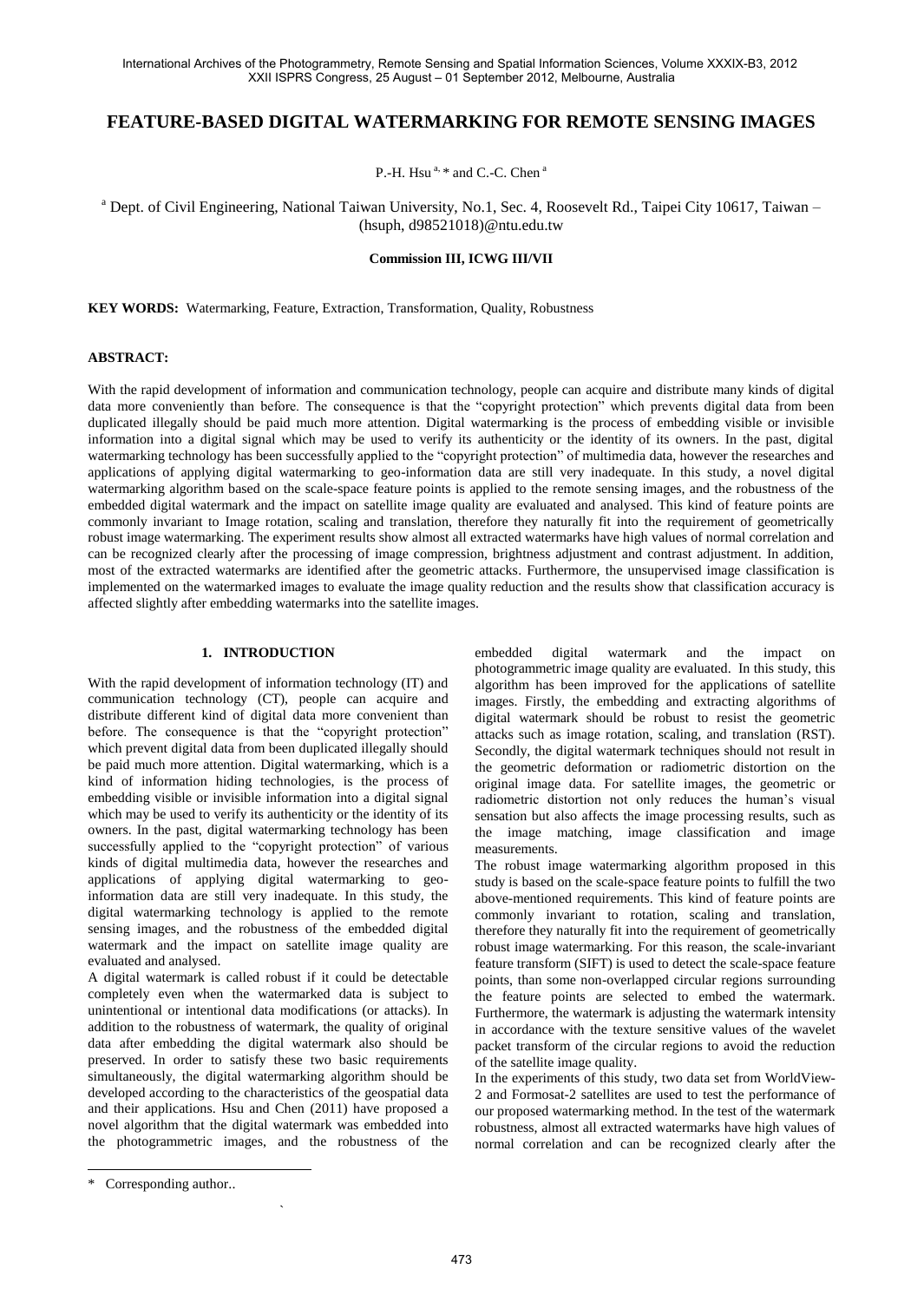# FEATURE-BASED DIGITAL WATERMARKING FOR REMOTE SENSING IMAGES

P.-H. Hsu [a,*] and C.-C. Chen [a]

[a] Dept. of Civil Engineering, National Taiwan University, No.1, Sec. 4, Roosevelt Rd., Taipei City 10617, Taiwan – (hsuph, d98521018)@ntu.edu.tw

**Commission III, ICWG III/VII**

**KEY WORDS:** Watermarking, Feature, Extraction, Transformation, Quality, Robustness

## ABSTRACT:

With the rapid development of information and communication technology, people can acquire and distribute many kinds of digital data more conveniently than before. The consequence is that the "copyright protection" which prevents digital data from been duplicated illegally should be paid much more attention. Digital watermarking is the process of embedding visible or invisible information into a digital signal which may be used to verify its authenticity or the identity of its owners. In the past, digital watermarking technology has been successfully applied to the "copyright protection" of multimedia data, however the researches and applications of applying digital watermarking to geo-information data are still very inadequate. In this study, a novel digital watermarking algorithm based on the scale-space feature points is applied to the remote sensing images, and the robustness of the embedded digital watermark and the impact on satellite image quality are evaluated and analysed. This kind of feature points are commonly invariant to Image rotation, scaling and translation, therefore they naturally fit into the requirement of geometrically robust image watermarking. The experiment results show almost all extracted watermarks have high values of normal correlation and can be recognized clearly after the processing of image compression, brightness adjustment and contrast adjustment. In addition, most of the extracted watermarks are identified after the geometric attacks. Furthermore, the unsupervised image classification is implemented on the watermarked images to evaluate the image quality reduction and the results show that classification accuracy is affected slightly after embedding watermarks into the satellite images.

## 1. INTRODUCTION

With the rapid development of information technology (IT) and communication technology (CT), people can acquire and distribute different kind of digital data more convenient than before. The consequence is that the "copyright protection" which prevent digital data from been duplicated illegally should be paid much more attention. Digital watermarking, which is a kind of information hiding technologies, is the process of embedding visible or invisible into a digital signal which may be used to verify its authenticity or the identity of its owners. In the past, digital watermarking technology has been successfully applied to the "copyright protection" of various kinds of digital multimedia data, however the researches and applications of applying digital watermarking to geo-information data are still very inadequate. In this study, the digital watermarking technology is applied to the remote sensing images, and the robustness of the embedded digital watermark and the impact on satellite image quality are evaluated and analysed.

A digital watermark is called robust if it could be detectable completely even when the watermarked data is subject to unintentional or intentional data modifications (or attacks). In addition to the robustness of watermark, the quality of original data after embedding the digital watermark also should be preserved. In order to satisfy these two basic requirements simultaneously, the digital watermarking algorithm should be developed according to the characteristics of the geospatial data and their applications. Hsu and Chen (2011) have proposed a novel algorithm that the digital watermark was embedded into the photogrammetric images, and the robustness of the embedded digital watermark and the impact on photogrammetric image quality are evaluated. In this study, this algorithm has been improved for the applications of satellite images. Firstly, the embedding and extracting algorithms of digital watermark should be robust to resist the geometric attacks such as image rotation, scaling, and translation (RST). Secondly, the digital watermark techniques should not result in the geometric deformation or radiometric distortion on the original image data. For satellite images, the geometric or radiometric distortion not only reduces the human's visual sensation but also affects the image processing results, such as the image matching, image classification and image measurements.

The robust image watermarking algorithm proposed in this study is based on the scale-space feature points to fulfill the two above-mentioned requirements. This kind of feature points are commonly invariant to rotation, scaling and translation, therefore they naturally fit into the requirement of geometrically robust image watermarking. For this reason, the scale-invariant feature transform (SIFT) is used to detect the scale-space feature points, than some non-overlapped circular regions surrounding the feature points are selected to embed the watermark. Furthermore, the watermark is adjusting the watermark intensity in accordance with the texture sensitive values of the wavelet packet transform of the circular regions to avoid the reduction of the satellite image quality.

In the experiments of this study, two data set from WorldView-2 and Formosat-2 satellites are used to test the performance of our proposed watermarking method. In the test of the watermark robustness, almost all extracted watermarks have high values of normal correlation and can be recognized clearly after the

* Corresponding author..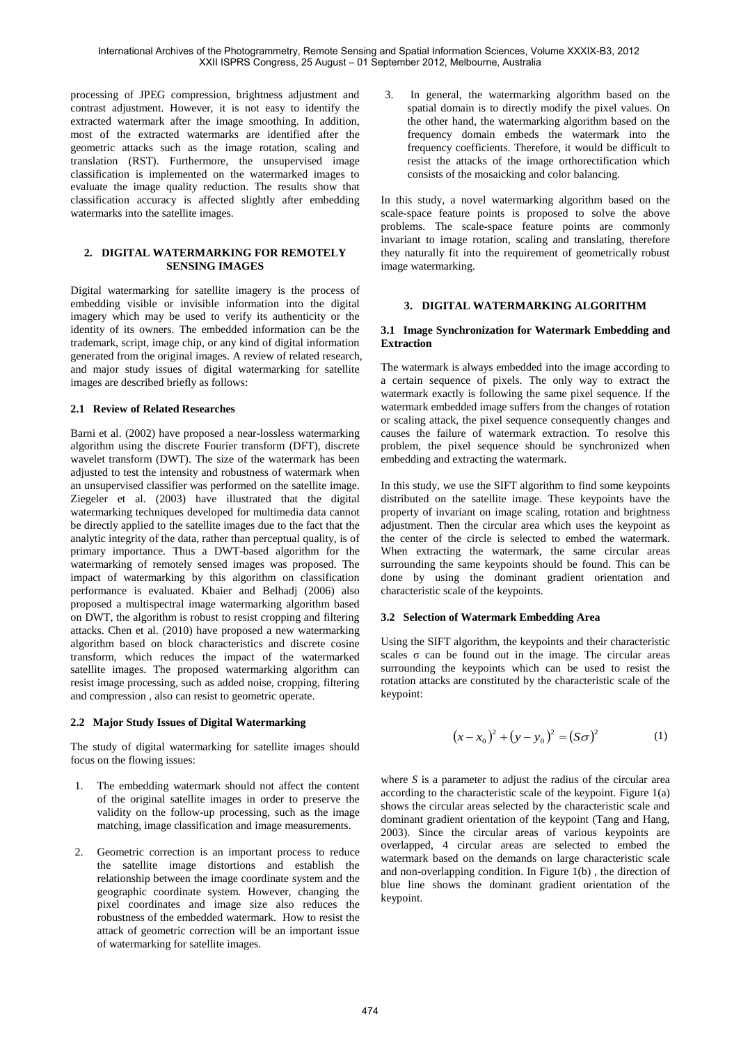processing of JPEG compression, brightness adjustment and contrast adjustment. However, it is not easy to identify the extracted watermark after the image smoothing. In addition, most of the extracted watermarks are identified after the geometric attacks such as the image rotation, scaling and translation (RST). Furthermore, the unsupervised image classification is implemented on the watermarked images to evaluate the image quality reduction. The results show that classification accuracy is affected slightly after embedding watermarks into the satellite images.

## 2. DIGITAL WATERMARKING FOR REMOTELY SENSING IMAGES

Digital watermarking for satellite imagery is the process of embedding visible or invisible information into the digital imagery which may be used to verify its authenticity or the identity of its owners. The embedded information can be the trademark, script, image chip, or any kind of digital information generated from the original images. A review of related research, and major study issues of digital watermarking for satellite images are described briefly as follows:

### 2.1 Review of Related Researches

Barni et al. (2002) have proposed a near-lossless watermarking algorithm using the discrete Fourier transform (DFT), discrete wavelet transform (DWT). The size of the watermark has been adjusted to test the intensity and robustness of watermark when an unsupervised classifier was performed on the satellite image. Ziegeler et al. (2003) have illustrated that the digital watermarking techniques developed for multimedia data cannot be directly applied to the satellite images due to the fact that the analytic integrity of the data, rather than perceptual quality, is of primary importance. Thus a DWT-based algorithm for the watermarking of remotely sensed images was proposed. The impact of watermarking by this algorithm on classification performance is evaluated. Kbaier and Belhadj (2006) also proposed a multispectral image watermarking algorithm based on DWT, the algorithm is robust to resist cropping and filtering attacks. Chen et al. (2010) have proposed a new watermarking algorithm based on block characteristics and discrete cosine transform, which reduces the impact of the watermarked satellite images. The proposed watermarking algorithm can resist image processing, such as added noise, cropping, filtering and compression , also can resist to geometric operate.

### 2.2 Major Study Issues of Digital Watermarking

The study of digital watermarking for satellite images should focus on the flowing issues:

1. The embedding watermark should not affect the content of the original satellite images in order to preserve the validity on the follow-up processing, such as the image matching, image classification and image measurements.
2. Geometric correction is an important process to reduce the satellite image distortions and establish the relationship between the image coordinate system and the geographic coordinate system. However, changing the pixel coordinates and image size also reduces the robustness of the embedded watermark. How to resist the attack of geometric correction will be an important issue of watermarking for satellite images.
3. In general, the watermarking algorithm based on the spatial domain is to directly modify the pixel values. On the other hand, the watermarking algorithm based on the frequency domain embeds the watermark into the frequency coefficients. Therefore, it would be difficult to resist the attacks of the image orthorectification which consists of the mosaicking and color balancing.

In this study, a novel watermarking algorithm based on the scale-space feature points is proposed to solve the above problems. The scale-space feature points are commonly invariant to image rotation, scaling and translating, therefore they naturally fit into the requirement of geometrically robust image watermarking.

## 3. DIGITAL WATERMARKING ALGORITHM

### 3.1 Image Synchronization for Watermark Embedding and Extraction

The watermark is always embedded into the image according to a certain sequence of pixels. The only way to extract the watermark exactly is following the same pixel sequence. If the watermark embedded image suffers from the changes of rotation or scaling attack, the pixel sequence consequently changes and causes the failure of watermark extraction. To resolve this problem, the pixel sequence should be synchronized when embedding and extracting the watermark.

In this study, we use the SIFT algorithm to find some keypoints distributed on the satellite image. These keypoints have the property of invariant on image scaling, rotation and brightness adjustment. Then the circular area which uses the keypoint as the center of the circle is selected to embed the watermark. When extracting the watermark, the same circular areas surrounding the same keypoints should be found. This can be done by using the dominant gradient orientation and characteristic scale of the keypoints.

### 3.2 Selection of Watermark Embedding Area

Using the SIFT algorithm, the keypoints and their characteristic scales $\sigma$ can be found out in the image. The circular areas surrounding the keypoints which can be used to resist the rotation attacks are constituted by the characteristic scale of the keypoint:

$$(x - x_0)^2 + (y - y_0)^2 = (S\sigma)^2 \tag{1}$$

where *S* is a parameter to adjust the radius of the circular area according to the characteristic scale of the keypoint. Figure 1(a) shows the circular areas selected by the characteristic scale and dominant gradient orientation of the keypoint (Tang and Hang, 2003). Since the circular areas of various keypoints are overlapped, 4 circular areas are selected to embed the watermark based on the demands on large characteristic scale and non-overlapping condition. In Figure 1(b) , the direction of blue line shows the dominant gradient orientation of the keypoint.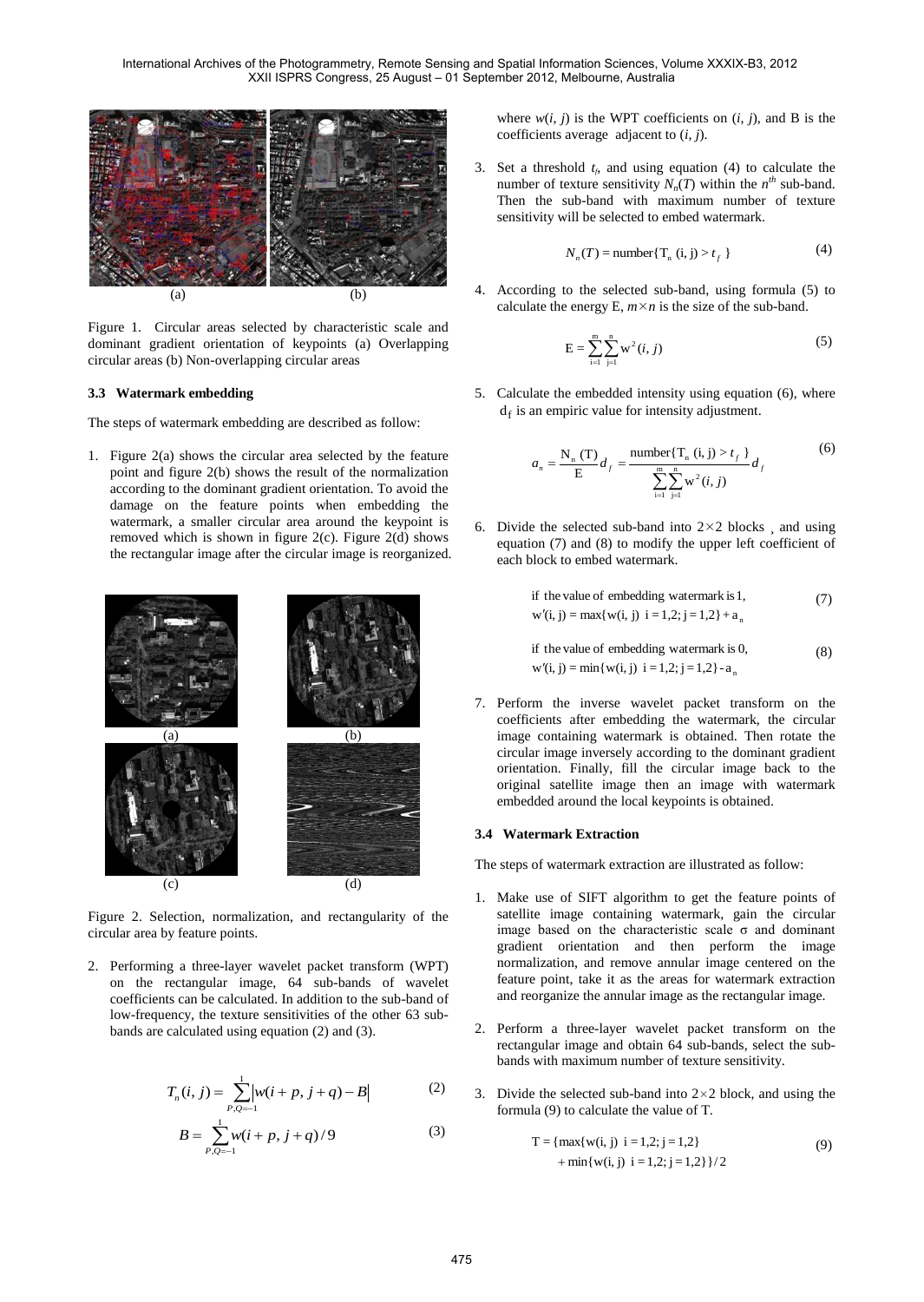(a) (b)

Figure 1. Circular areas selected by characteristic scale and dominant gradient orientation of keypoints (a) Overlapping circular areas (b) Non-overlapping circular areas

### 3.3 Watermark embedding

The steps of watermark embedding are described as follow:

1. Figure 2(a) shows the circular area selected by the feature point and figure 2(b) shows the result of the normalization according to the dominant gradient orientation. To avoid the damage on the feature points when embedding the watermark, a smaller circular area around the keypoint is removed which is shown in figure 2(c). Figure 2(d) shows the rectangular image after the circular image is reorganized.

(a) (b)

(c) (d)

Figure 2. Selection, normalization, and rectangularity of the circular area by feature points.

2. Performing a three-layer wavelet packet transform (WPT) on the rectangular image, 64 sub-bands of wavelet coefficients can be calculated. In addition to the sub-band of low-frequency, the texture sensitivities of the other 63 sub-bands are calculated using equation (2) and (3).

$$T_n(i,j) = \sum_{P,Q=-1}^{1} \left| w(i+p, j+q) - B \right| \tag{2}$$

$$B = \sum_{P,Q=-1}^{1} w(i+p, j+q)/9 \tag{3}$$

where $w(i, j)$ is the WPT coefficients on $(i, j)$, and B is the coefficients average adjacent to $(i, j)$.

3. Set a threshold $t_f$, and using equation (4) to calculate the number of texture sensitivity $N_n(T)$ within the $n^{th}$ sub-band. Then the sub-band with maximum number of texture sensitivity will be selected to embed watermark.

$$N_n(T) = \text{number}\{T_n(i,j) > t_f\} \tag{4}$$

4. According to the selected sub-band, using formula (5) to calculate the energy E, $m \times n$ is the size of the sub-band.

$$E = \sum_{i=1}^{m} \sum_{j=1}^{n} w^2(i,j) \tag{5}$$

5. Calculate the embedded intensity using equation (6), where $d_f$ is an empiric value for intensity adjustment.

$$a_n = \frac{N_n(T)}{E} d_f = \frac{\text{number}\{T_n(i,j) > t_f\}}{\sum_{i=1}^{m} \sum_{j=1}^{n} w^2(i,j)} d_f \tag{6}$$

6. Divide the selected sub-band into $2 \times 2$ blocks, and using equation (7) and (8) to modify the upper left coefficient of each block to embed watermark.

$$\text{if the value of embedding watermark is 1,} \quad w'(i,j) = \max\{w(i,j)\ \ i=1,2; j=1,2\} + a_n \tag{7}$$

$$\text{if the value of embedding watermark is 0,} \quad w'(i,j) = \min\{w(i,j)\ \ i=1,2; j=1,2\} - a_n \tag{8}$$

7. Perform the inverse wavelet packet transform on the coefficients after embedding the watermark, the circular image containing watermark is obtained. Then rotate the circular image inversely according to the dominant gradient orientation. Finally, fill the circular image back to the original satellite image then an image with watermark embedded around the local keypoints is obtained.

### 3.4 Watermark Extraction

The steps of watermark extraction are illustrated as follow:

1. Make use of SIFT algorithm to get the feature points of satellite image containing watermark, gain the circular image based on the characteristic scale $\sigma$ and dominant gradient orientation and then perform the image normalization, and remove annular image centered on the feature point, take it as the areas for watermark extraction and reorganize the annular image as the rectangular image.

2. Perform a three-layer wavelet packet transform on the rectangular image and obtain 64 sub-bands, select the sub-bands with maximum number of texture sensitivity.

3. Divide the selected sub-band into $2 \times 2$ block, and using the formula (9) to calculate the value of T.

$$T = \{\max\{w(i,j)\ \ i=1,2; j=1,2\} + \min\{w(i,j)\ \ i=1,2; j=1,2\}\}/2 \tag{9}$$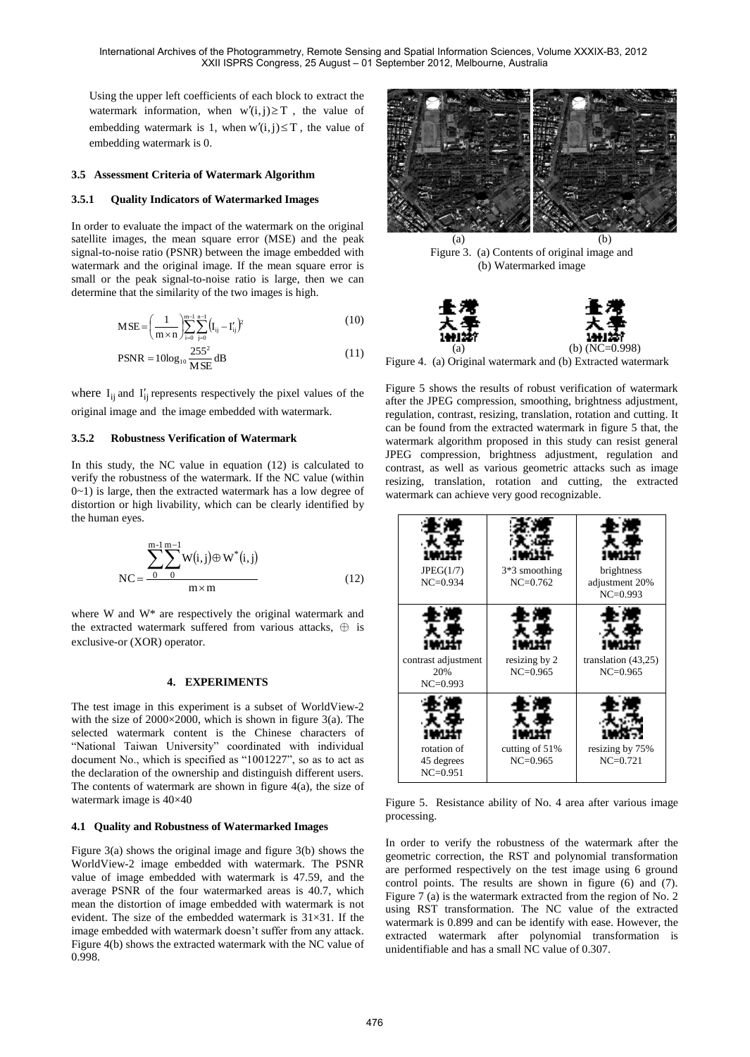Using the upper left coefficients of each block to extract the watermark information, when $w'(i,j) \geq T$, the value of embedding watermark is 1, when $w'(i,j) \leq T$, the value of embedding watermark is 0.

### 3.5 Assessment Criteria of Watermark Algorithm

#### 3.5.1 Quality Indicators of Watermarked Images

In order to evaluate the impact of the watermark on the original satellite images, the mean square error (MSE) and the peak signal-to-noise ratio (PSNR) between the image embedded with watermark and the original image. If the mean square error is small or the peak signal-to-noise ratio is large, then we can determine that the similarity of the two images is high.

$$MSE = \left(\frac{1}{m \times n}\right)\sum_{i=0}^{m-1}\sum_{j=0}^{n-1}\left(I_{ij} - I'_{ij}\right)^2 \tag{10}$$

$$PSNR = 10\log_{10}\frac{255^2}{MSE}\,dB \tag{11}$$

where $I_{ij}$ and $I'_{ij}$ represents respectively the pixel values of the original image and the image embedded with watermark.

#### 3.5.2 Robustness Verification of Watermark

In this study, the NC value in equation (12) is calculated to verify the robustness of the watermark. If the NC value (within 0~1) is large, then the extracted watermark has a low degree of distortion or high livability, which can be clearly identified by the human eyes.

$$NC = \frac{\sum_{0}^{m-1}\sum_{0}^{m-1} W(i,j) \oplus W^*(i,j)}{m \times m} \tag{12}$$

where W and W* are respectively the original watermark and the extracted watermark suffered from various attacks, $\oplus$ is exclusive-or (XOR) operator.

## 4. EXPERIMENTS

The test image in this experiment is a subset of WorldView-2 with the size of 2000×2000, which is shown in figure 3(a). The selected watermark content is the Chinese characters of "National Taiwan University" coordinated with individual document No., which is specified as "1001227", so as to act as the declaration of the ownership and distinguish different users. The contents of watermark are shown in figure 4(a), the size of watermark image is 40×40

### 4.1 Quality and Robustness of Watermarked Images

Figure 3(a) shows the original image and figure 3(b) shows the WorldView-2 image embedded with watermark. The PSNR value of image embedded with watermark is 47.59, and the average PSNR of the four watermarked areas is 40.7, which mean the distortion of image embedded with watermark is not evident. The size of the embedded watermark is 31×31. If the image embedded with watermark doesn't suffer from any attack. Figure 4(b) shows the extracted watermark with the NC value of 0.998.

(a) (b)

Figure 3. (a) Contents of original image and (b) Watermarked image

(a) (b) (NC=0.998)

Figure 4. (a) Original watermark and (b) Extracted watermark

Figure 5 shows the results of robust verification of watermark after the JPEG compression, smoothing, brightness adjustment, regulation, contrast, resizing, translation, rotation and cutting. It can be found from the extracted watermark in figure 5 that, the watermark algorithm proposed in this study can resist general JPEG compression, brightness adjustment, regulation and contrast, as well as various geometric attacks such as image resizing, translation, rotation and cutting, the extracted watermark can achieve very good recognizable.

| | | |
|---|---|---|
| JPEG(1/7) NC=0.934 | 3*3 smoothing NC=0.762 | brightness adjustment 20% NC=0.993 |
| contrast adjustment 20% NC=0.993 | resizing by 2 NC=0.965 | translation (43,25) NC=0.965 |
| rotation of 45 degrees NC=0.951 | cutting of 51% NC=0.965 | resizing by 75% NC=0.721 |

Figure 5. Resistance ability of No. 4 area after various image processing.

In order to verify the robustness of the watermark after the geometric correction, the RST and polynomial transformation are performed respectively on the test image using 6 ground control points. The results are shown in figure (6) and (7). Figure 7 (a) is the watermark extracted from the region of No. 2 using RST transformation. The NC value of the extracted watermark is 0.899 and can be identify with ease. However, the extracted watermark after polynomial transformation is unidentifiable and has a small NC value of 0.307.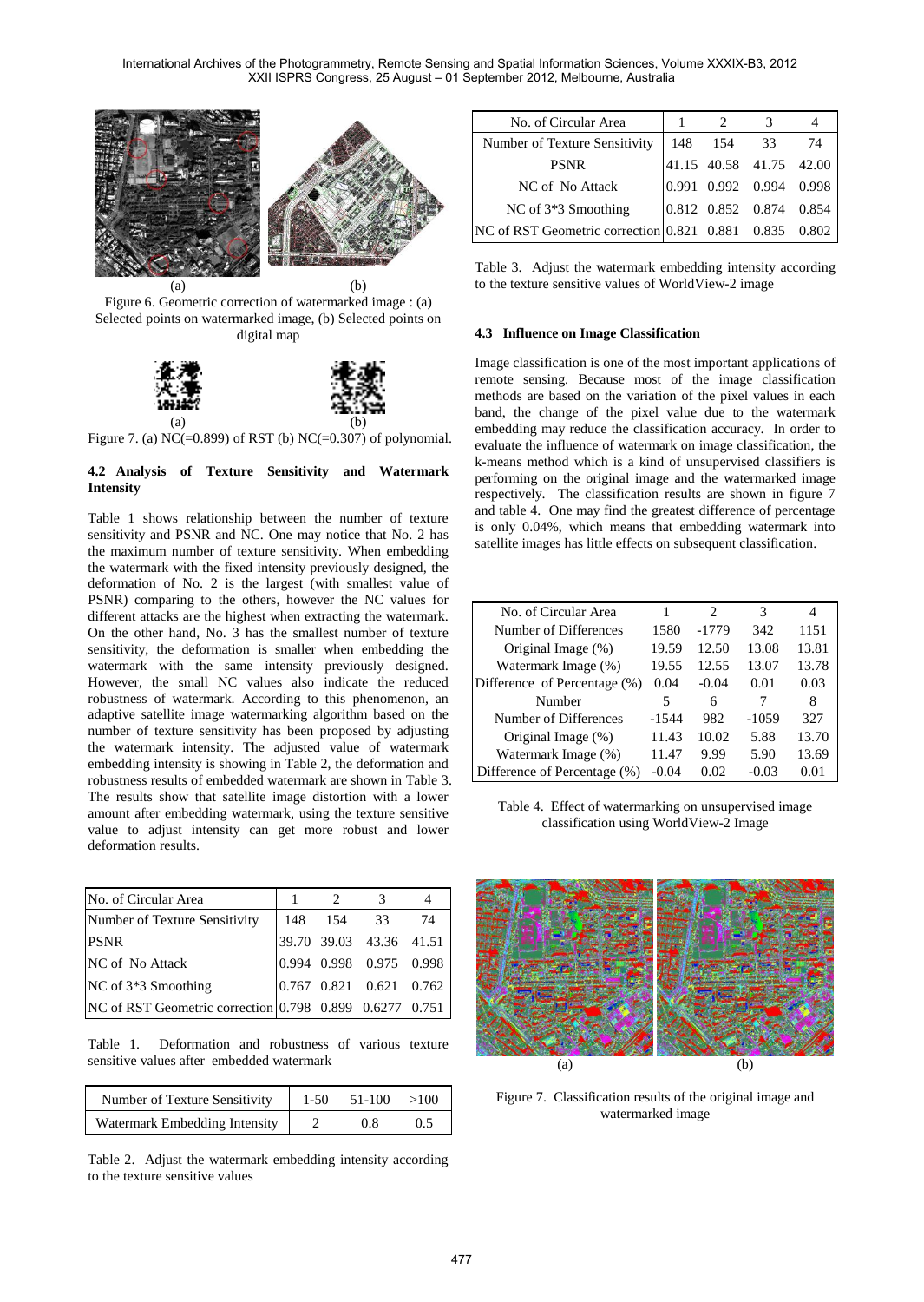Figure 6. Geometric correction of watermarked image : (a) Selected points on watermarked image, (b) Selected points on digital map

Figure 7. (a) NC(=0.899) of RST (b) NC(=0.307) of polynomial.

### 4.2 Analysis of Texture Sensitivity and Watermark Intensity

Table 1 shows relationship between the number of texture sensitivity and PSNR and NC. One may notice that No. 2 has the maximum number of texture sensitivity. When embedding the watermark with the fixed intensity previously designed, the deformation of No. 2 is the largest (with smallest value of PSNR) comparing to the others, however the NC values for different attacks are the highest when extracting the watermark. On the other hand, No. 3 has the smallest number of texture sensitivity, the deformation is smaller when embedding the watermark with the same intensity previously designed. However, the small NC values also indicate the reduced robustness of watermark. According to this phenomenon, an adaptive satellite image watermarking algorithm based on the number of texture sensitivity has been proposed by adjusting the watermark intensity. The adjusted value of watermark embedding intensity is showing in Table 2, the deformation and robustness results of embedded watermark are shown in Table 3. The results show that satellite image distortion with a lower amount after embedding watermark, using the texture sensitive value to adjust intensity can get more robust and lower deformation results.

| No. of Circular Area | 1 | 2 | 3 | 4 |
|---|---|---|---|---|
| Number of Texture Sensitivity | 148 | 154 | 33 | 74 |
| PSNR | 39.70 | 39.03 | 43.36 | 41.51 |
| NC of No Attack | 0.994 | 0.998 | 0.975 | 0.998 |
| NC of 3*3 Smoothing | 0.767 | 0.821 | 0.621 | 0.762 |
| NC of RST Geometric correction | 0.798 | 0.899 | 0.6277 | 0.751 |

Table 1. Deformation and robustness of various texture sensitive values after embedded watermark

| Number of Texture Sensitivity | 1-50 | 51-100 | >100 |
|---|---|---|---|
| Watermark Embedding Intensity | 2 | 0.8 | 0.5 |

Table 2. Adjust the watermark embedding intensity according to the texture sensitive values

| No. of Circular Area | 1 | 2 | 3 | 4 |
|---|---|---|---|---|
| Number of Texture Sensitivity | 148 | 154 | 33 | 74 |
| PSNR | 41.15 | 40.58 | 41.75 | 42.00 |
| NC of No Attack | 0.991 | 0.992 | 0.994 | 0.998 |
| NC of 3*3 Smoothing | 0.812 | 0.852 | 0.874 | 0.854 |
| NC of RST Geometric correction | 0.821 | 0.881 | 0.835 | 0.802 |

Table 3. Adjust the watermark embedding intensity according to the texture sensitive values of WorldView-2 image

### 4.3 Influence on Image Classification

Image classification is one of the most important applications of remote sensing. Because most of the image classification methods are based on the variation of the pixel values in each band, the change of the pixel value due to the watermark embedding may reduce the classification accuracy. In order to evaluate the influence of watermark on image classification, the k-means method which is a kind of unsupervised classifiers is performing on the original image and the watermarked image respectively. The classification results are shown in figure 7 and table 4. One may find the greatest difference of percentage is only 0.04%, which means that embedding watermark into satellite images has little effects on subsequent classification.

| No. of Circular Area | 1 | 2 | 3 | 4 |
|---|---|---|---|---|
| Number of Differences | 1580 | -1779 | 342 | 1151 |
| Original Image (%) | 19.59 | 12.50 | 13.08 | 13.81 |
| Watermark Image (%) | 19.55 | 12.55 | 13.07 | 13.78 |
| Difference of Percentage (%) | 0.04 | -0.04 | 0.01 | 0.03 |
| Number | 5 | 6 | 7 | 8 |
| Number of Differences | -1544 | 982 | -1059 | 327 |
| Original Image (%) | 11.43 | 10.02 | 5.88 | 13.70 |
| Watermark Image (%) | 11.47 | 9.99 | 5.90 | 13.69 |
| Difference of Percentage (%) | -0.04 | 0.02 | -0.03 | 0.01 |

Table 4. Effect of watermarking on unsupervised image classification using WorldView-2 Image

Figure 7. Classification results of the original image and watermarked image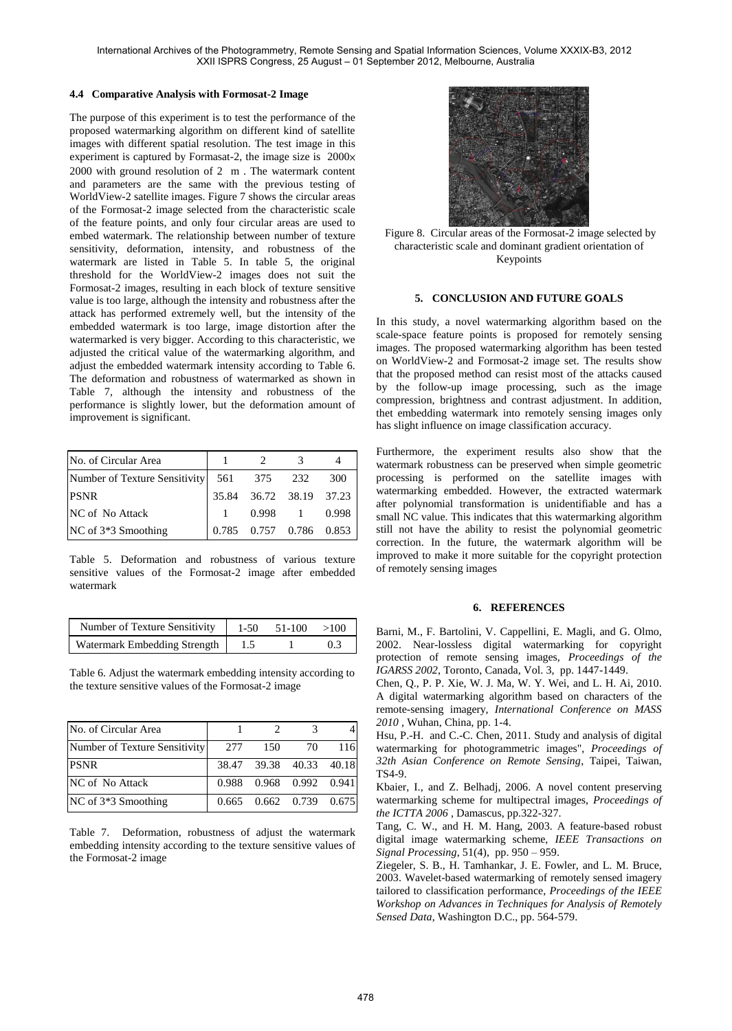### 4.4 Comparative Analysis with Formosat-2 Image

The purpose of this experiment is to test the performance of the proposed watermarking algorithm on different kind of satellite images with different spatial resolution. The test image in this experiment is captured by Formasat-2, the image size is $2000 \times 2000$ with ground resolution of 2 m . The watermark content and parameters are the same with the previous testing of WorldView-2 satellite images. Figure 7 shows the circular areas of the Formosat-2 image selected from the characteristic scale of the feature points, and only four circular areas are used to embed watermark. The relationship between number of texture sensitivity, deformation, intensity, and robustness of the watermark are listed in Table 5. In table 5, the original threshold for the WorldView-2 images does not suit the Formosat-2 images, resulting in each block of texture sensitive value is too large, although the intensity and robustness after the attack has performed extremely well, but the intensity of the embedded watermark is too large, image distortion after the watermarked is very bigger. According to this characteristic, we adjusted the critical value of the watermarking algorithm, and adjust the embedded watermark intensity according to Table 6. The deformation and robustness of watermarked as shown in Table 7, although the intensity and robustness of the performance is slightly lower, but the deformation amount of improvement is significant.

| No. of Circular Area | 1 | 2 | 3 | 4 |
|---|---|---|---|---|
| Number of Texture Sensitivity | 561 | 375 | 232 | 300 |
| PSNR | 35.84 | 36.72 | 38.19 | 37.23 |
| NC of No Attack | 1 | 0.998 | 1 | 0.998 |
| NC of 3*3 Smoothing | 0.785 | 0.757 | 0.786 | 0.853 |

Table 5. Deformation and robustness of various texture sensitive values of the Formosat-2 image after embedded watermark

| Number of Texture Sensitivity | 1-50 | 51-100 | >100 |
|---|---|---|---|
| Watermark Embedding Strength | 1.5 | 1 | 0.3 |

Table 6. Adjust the watermark embedding intensity according to the texture sensitive values of the Formosat-2 image

| No. of Circular Area | 1 | 2 | 3 | 4 |
|---|---|---|---|---|
| Number of Texture Sensitivity | 277 | 150 | 70 | 116 |
| PSNR | 38.47 | 39.38 | 40.33 | 40.18 |
| NC of No Attack | 0.988 | 0.968 | 0.992 | 0.941 |
| NC of 3*3 Smoothing | 0.665 | 0.662 | 0.739 | 0.675 |

Table 7. Deformation, robustness of adjust the watermark embedding intensity according to the texture sensitive values of the Formosat-2 image

Figure 8. Circular areas of the Formosat-2 image selected by characteristic scale and dominant gradient orientation of Keypoints

## 5. CONCLUSION AND FUTURE GOALS

In this study, a novel watermarking algorithm based on the scale-space feature points is proposed for remotely sensing images. The proposed watermarking algorithm has been tested on WorldView-2 and Formosat-2 image set. The results show that the proposed method can resist most of the attacks caused by the follow-up image processing, such as the image compression, brightness and contrast adjustment. In addition, thet embedding watermark into remotely sensing images only has slight influence on image classification accuracy.

Furthermore, the experiment results also show that the watermark robustness can be preserved when simple geometric processing is performed on the satellite images with watermarking embedded. However, the extracted watermark after polynomial transformation is unidentifiable and has a small NC value. This indicates that this watermarking algorithm still not have the ability to resist the polynomial geometric correction. In the future, the watermark algorithm will be improved to make it more suitable for the copyright protection of remotely sensing images

## 6. REFERENCES

Barni, M., F. Bartolini, V. Cappellini, E. Magli, and G. Olmo, 2002. Near-lossless digital watermarking for copyright protection of remote sensing images, *Proceedings of the IGARSS 2002*, Toronto, Canada, Vol. 3, pp. 1447-1449.

Chen, Q., P. P. Xie, W. J. Ma, W. Y. Wei, and L. H. Ai, 2010. A digital watermarking algorithm based on characters of the remote-sensing imagery, *International Conference on MASS 2010* , Wuhan, China, pp. 1-4.

Hsu, P.-H. and C.-C. Chen, 2011. Study and analysis of digital watermarking for photogrammetric images", *Proceedings of 32th Asian Conference on Remote Sensing*, Taipei, Taiwan, TS4-9.

Kbaier, I., and Z. Belhadj, 2006. A novel content preserving watermarking scheme for multipectral images, *Proceedings of the ICTTA 2006* , Damascus, pp.322-327.

Tang, C. W., and H. M. Hang, 2003. A feature-based robust digital image watermarking scheme, *IEEE Transactions on Signal Processing*, 51(4), pp. 950 – 959.

Ziegeler, S. B., H. Tamhankar, J. E. Fowler, and L. M. Bruce, 2003. Wavelet-based watermarking of remotely sensed imagery tailored to classification performance, *Proceedings of the IEEE Workshop on Advances in Techniques for Analysis of Remotely Sensed Data*, Washington D.C., pp. 564-579.